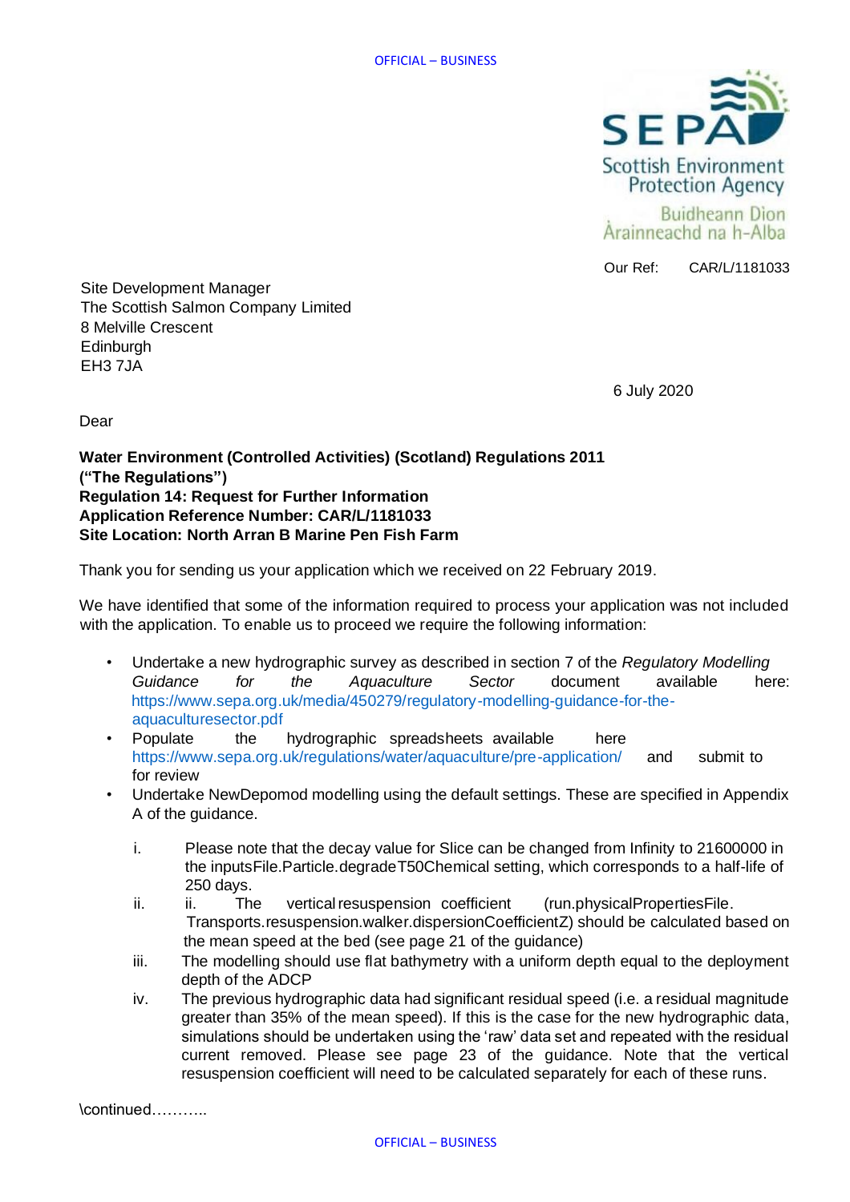OFFICIAL – BUSINESS

Our Ref: CAR/L/1181033

Site Development Manager
The Scottish Salmon Company Limited
8 Melville Crescent
Edinburgh
EH3 7JA

6 July 2020

Dear

**Water Environment (Controlled Activities) (Scotland) Regulations 2011 ("The Regulations")**
**Regulation 14: Request for Further Information**
**Application Reference Number: CAR/L/1181033**
**Site Location: North Arran B Marine Pen Fish Farm**

Thank you for sending us your application which we received on 22 February 2019.

We have identified that some of the information required to process your application was not included with the application. To enable us to proceed we require the following information:

- Undertake a new hydrographic survey as described in section 7 of the *Regulatory Modelling Guidance for the Aquaculture Sector* document available here: https://www.sepa.org.uk/media/450279/regulatory-modelling-guidance-for-the-aquaculturesector.pdf
- Populate the hydrographic spreadsheets available here https://www.sepa.org.uk/regulations/water/aquaculture/pre-application/ and submit to for review
- Undertake NewDepomod modelling using the default settings. These are specified in Appendix A of the guidance.

    i. Please note that the decay value for Slice can be changed from Infinity to 21600000 in the inputsFile.Particle.degradeT50Chemical setting, which corresponds to a half-life of 250 days.

    ii. The vertical resuspension coefficient (run.physicalPropertiesFile. Transports.resuspension.walker.dispersionCoefficientZ) should be calculated based on the mean speed at the bed (see page 21 of the guidance)

    iii. The modelling should use flat bathymetry with a uniform depth equal to the deployment depth of the ADCP

    iv. The previous hydrographic data had significant residual speed (i.e. a residual magnitude greater than 35% of the mean speed). If this is the case for the new hydrographic data, simulations should be undertaken using the 'raw' data set and repeated with the residual current removed. Please see page 23 of the guidance. Note that the vertical resuspension coefficient will need to be calculated separately for each of these runs.

\continued………..

OFFICIAL – BUSINESS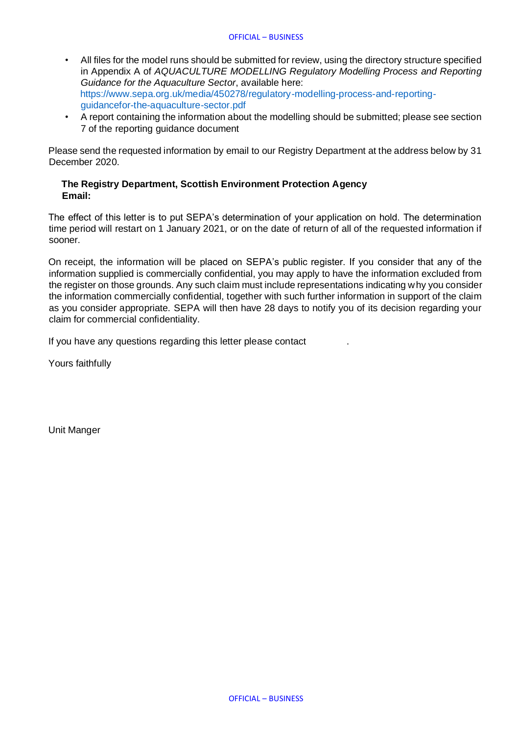- All files for the model runs should be submitted for review, using the directory structure specified in Appendix A of *AQUACULTURE MODELLING Regulatory Modelling Process and Reporting Guidance for the Aquaculture Sector*, available here: https://www.sepa.org.uk/media/450278/regulatory-modelling-process-and-reporting-guidancefor-the-aquaculture-sector.pdf
- A report containing the information about the modelling should be submitted; please see section 7 of the reporting guidance document

Please send the requested information by email to our Registry Department at the address below by 31 December 2020.

**The Registry Department, Scottish Environment Protection Agency**
**Email:**

The effect of this letter is to put SEPA's determination of your application on hold. The determination time period will restart on 1 January 2021, or on the date of return of all of the requested information if sooner.

On receipt, the information will be placed on SEPA's public register. If you consider that any of the information supplied is commercially confidential, you may apply to have the information excluded from the register on those grounds. Any such claim must include representations indicating why you consider the information commercially confidential, together with such further information in support of the claim as you consider appropriate. SEPA will then have 28 days to notify you of its decision regarding your claim for commercial confidentiality.

If you have any questions regarding this letter please contact .

Yours faithfully

Unit Manger